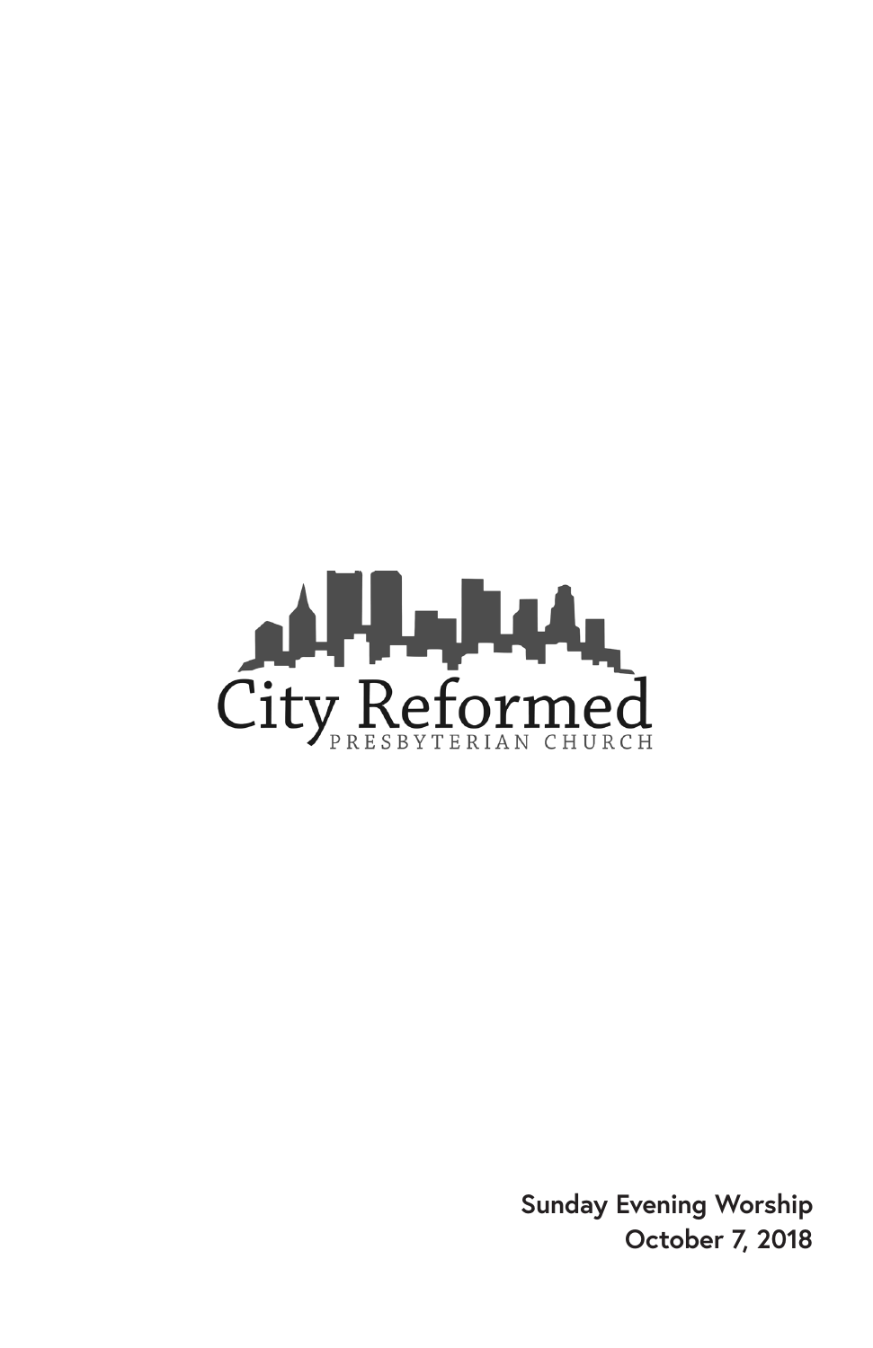City Reformed

PRESBYTERIAN CHURCH

**Sunday Evening Worship**
**October 7, 2018**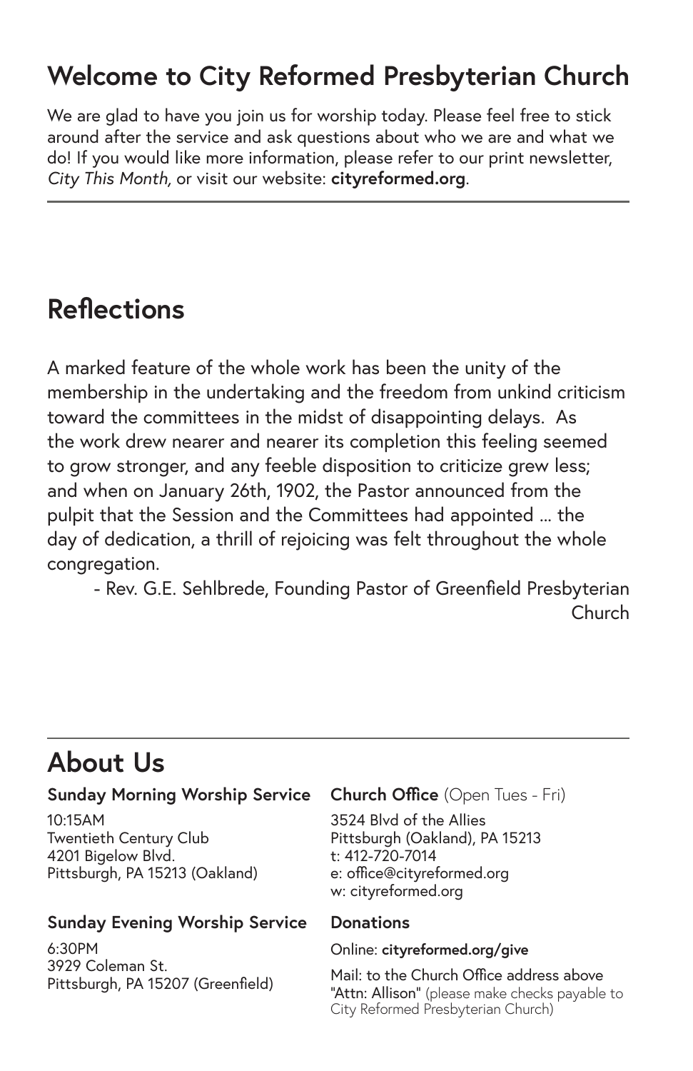## Welcome to City Reformed Presbyterian Church

We are glad to have you join us for worship today. Please feel free to stick around after the service and ask questions about who we are and what we do! If you would like more information, please refer to our print newsletter, *City This Month*, or visit our website: **cityreformed.org**.

---

## Reflections

A marked feature of the whole work has been the unity of the membership in the undertaking and the freedom from unkind criticism toward the committees in the midst of disappointing delays. As the work drew nearer and nearer its completion this feeling seemed to grow stronger, and any feeble disposition to criticize grew less; and when on January 26th, 1902, the Pastor announced from the pulpit that the Session and the Committees had appointed ... the day of dedication, a thrill of rejoicing was felt throughout the whole congregation.

- Rev. G.E. Sehlbrede, Founding Pastor of Greenfield Presbyterian Church

---

## About Us

### Sunday Morning Worship Service

10:15AM
Twentieth Century Club
4201 Bigelow Blvd.
Pittsburgh, PA 15213 (Oakland)

### Sunday Evening Worship Service

6:30PM
3929 Coleman St.
Pittsburgh, PA 15207 (Greenfield)

### Church Office (Open Tues - Fri)

3524 Blvd of the Allies
Pittsburgh (Oakland), PA 15213
t: 412-720-7014
e: office@cityreformed.org
w: cityreformed.org

### Donations

Online: **cityreformed.org/give**

Mail: to the Church Office address above "Attn: Allison" (please make checks payable to City Reformed Presbyterian Church)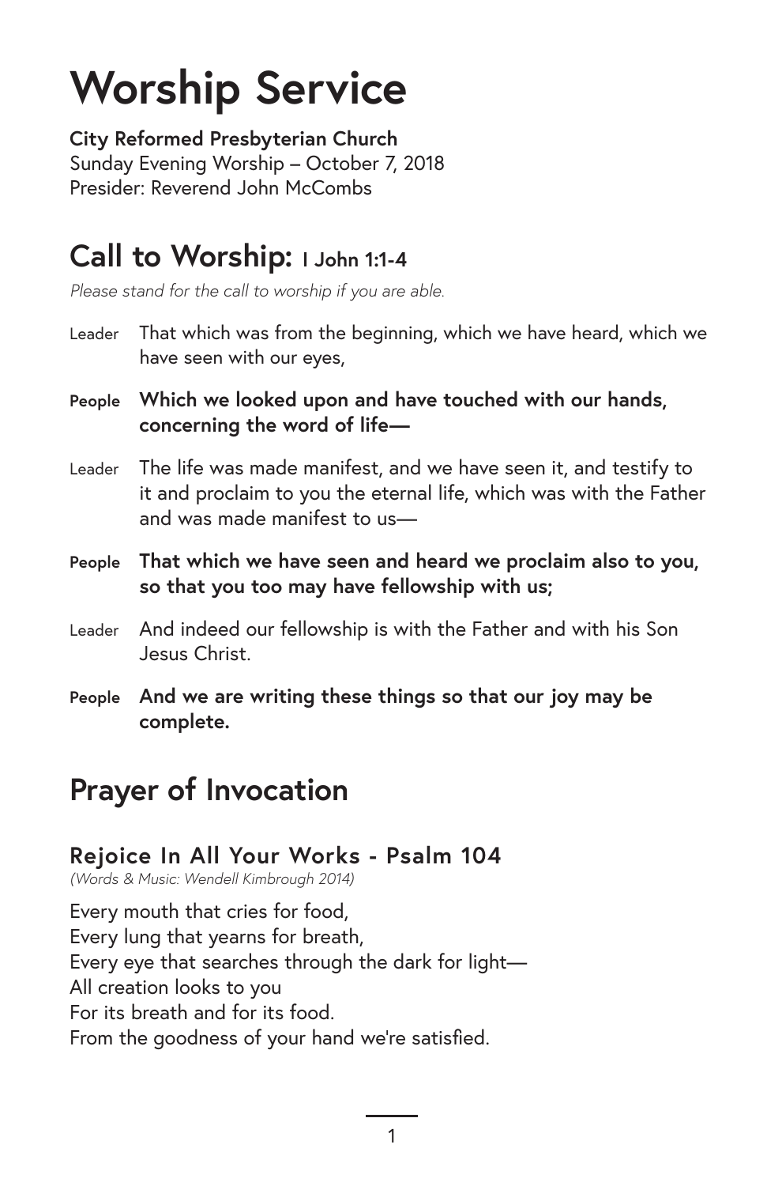# Worship Service

**City Reformed Presbyterian Church**
Sunday Evening Worship – October 7, 2018
Presider: Reverend John McCombs

## Call to Worship: I John 1:1-4

*Please stand for the call to worship if you are able.*

Leader That which was from the beginning, which we have heard, which we have seen with our eyes,

**People Which we looked upon and have touched with our hands, concerning the word of life—**

Leader The life was made manifest, and we have seen it, and testify to it and proclaim to you the eternal life, which was with the Father and was made manifest to us—

**People That which we have seen and heard we proclaim also to you, so that you too may have fellowship with us;**

Leader And indeed our fellowship is with the Father and with his Son Jesus Christ.

**People And we are writing these things so that our joy may be complete.**

## Prayer of Invocation

### Rejoice In All Your Works - Psalm 104

*(Words & Music: Wendell Kimbrough 2014)*

Every mouth that cries for food,
Every lung that yearns for breath,
Every eye that searches through the dark for light—
All creation looks to you
For its breath and for its food.
From the goodness of your hand we're satisfied.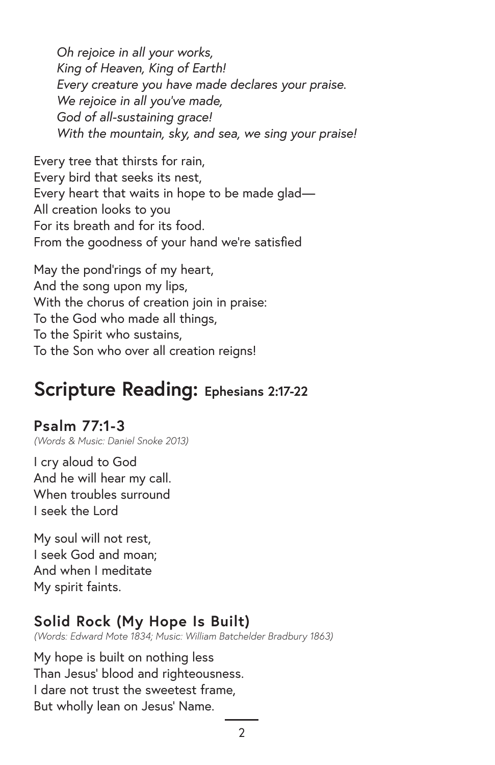*Oh rejoice in all your works,*
*King of Heaven, King of Earth!*
*Every creature you have made declares your praise.*
*We rejoice in all you've made,*
*God of all-sustaining grace!*
*With the mountain, sky, and sea, we sing your praise!*

Every tree that thirsts for rain,
Every bird that seeks its nest,
Every heart that waits in hope to be made glad—
All creation looks to you
For its breath and for its food.
From the goodness of your hand we're satisfied

May the pond'rings of my heart,
And the song upon my lips,
With the chorus of creation join in praise:
To the God who made all things,
To the Spirit who sustains,
To the Son who over all creation reigns!

## Scripture Reading: Ephesians 2:17-22

### Psalm 77:1-3

*(Words & Music: Daniel Snoke 2013)*

I cry aloud to God
And he will hear my call.
When troubles surround
I seek the Lord

My soul will not rest,
I seek God and moan;
And when I meditate
My spirit faints.

### Solid Rock (My Hope Is Built)

*(Words: Edward Mote 1834; Music: William Batchelder Bradbury 1863)*

My hope is built on nothing less
Than Jesus' blood and righteousness.
I dare not trust the sweetest frame,
But wholly lean on Jesus' Name.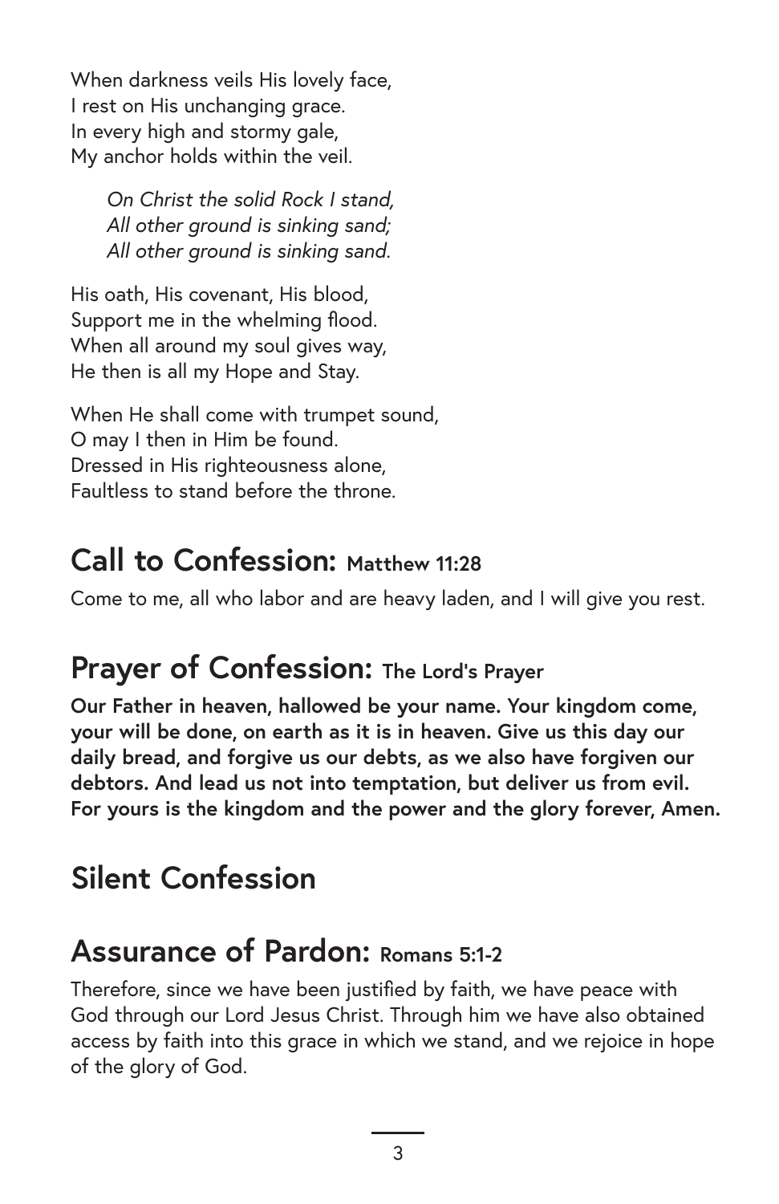When darkness veils His lovely face,
I rest on His unchanging grace.
In every high and stormy gale,
My anchor holds within the veil.

*On Christ the solid Rock I stand,*
*All other ground is sinking sand;*
*All other ground is sinking sand.*

His oath, His covenant, His blood,
Support me in the whelming flood.
When all around my soul gives way,
He then is all my Hope and Stay.

When He shall come with trumpet sound,
O may I then in Him be found.
Dressed in His righteousness alone,
Faultless to stand before the throne.

## Call to Confession: Matthew 11:28

Come to me, all who labor and are heavy laden, and I will give you rest.

## Prayer of Confession: The Lord's Prayer

**Our Father in heaven, hallowed be your name. Your kingdom come, your will be done, on earth as it is in heaven. Give us this day our daily bread, and forgive us our debts, as we also have forgiven our debtors. And lead us not into temptation, but deliver us from evil. For yours is the kingdom and the power and the glory forever, Amen.**

## Silent Confession

## Assurance of Pardon: Romans 5:1-2

Therefore, since we have been justified by faith, we have peace with God through our Lord Jesus Christ. Through him we have also obtained access by faith into this grace in which we stand, and we rejoice in hope of the glory of God.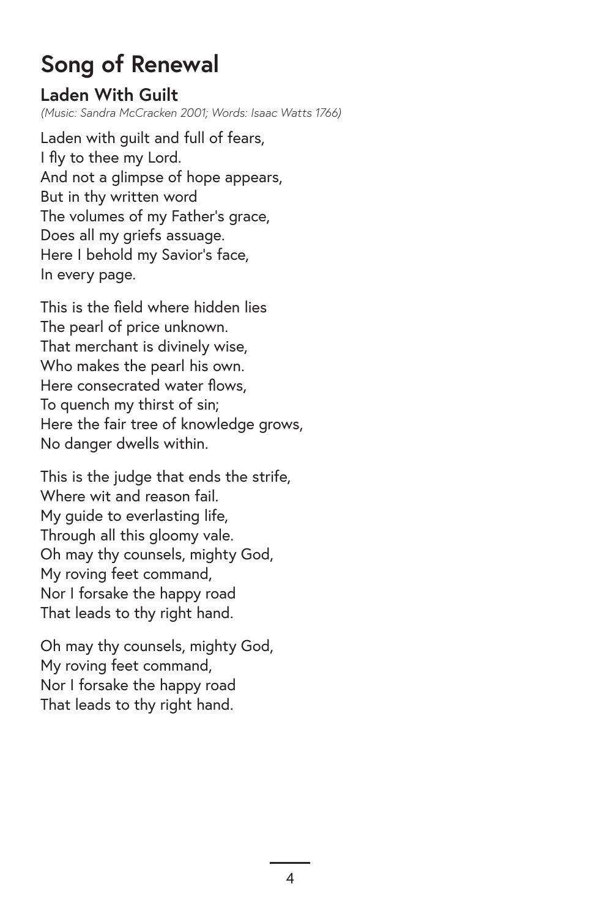# Song of Renewal

## Laden With Guilt

*(Music: Sandra McCracken 2001; Words: Isaac Watts 1766)*

Laden with guilt and full of fears,  
I fly to thee my Lord.  
And not a glimpse of hope appears,  
But in thy written word  
The volumes of my Father's grace,  
Does all my griefs assuage.  
Here I behold my Savior's face,  
In every page.

This is the field where hidden lies  
The pearl of price unknown.  
That merchant is divinely wise,  
Who makes the pearl his own.  
Here consecrated water flows,  
To quench my thirst of sin;  
Here the fair tree of knowledge grows,  
No danger dwells within.

This is the judge that ends the strife,  
Where wit and reason fail.  
My guide to everlasting life,  
Through all this gloomy vale.  
Oh may thy counsels, mighty God,  
My roving feet command,  
Nor I forsake the happy road  
That leads to thy right hand.

Oh may thy counsels, mighty God,  
My roving feet command,  
Nor I forsake the happy road  
That leads to thy right hand.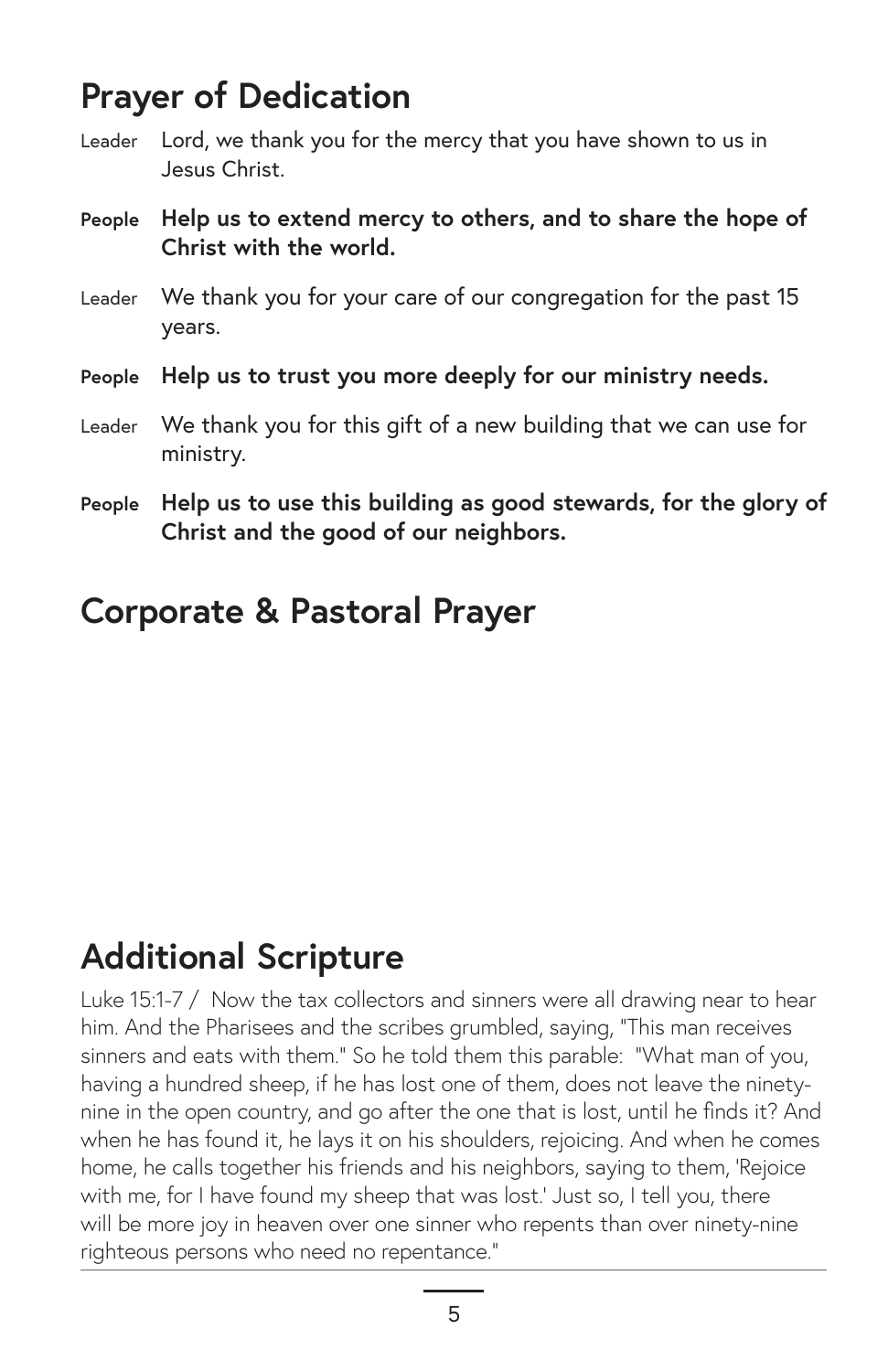## Prayer of Dedication

Leader Lord, we thank you for the mercy that you have shown to us in Jesus Christ.

**People Help us to extend mercy to others, and to share the hope of Christ with the world.**

Leader We thank you for your care of our congregation for the past 15 years.

**People Help us to trust you more deeply for our ministry needs.**

Leader We thank you for this gift of a new building that we can use for ministry.

**People Help us to use this building as good stewards, for the glory of Christ and the good of our neighbors.**

## Corporate & Pastoral Prayer

## Additional Scripture

Luke 15:1-7 / Now the tax collectors and sinners were all drawing near to hear him. And the Pharisees and the scribes grumbled, saying, "This man receives sinners and eats with them." So he told them this parable: "What man of you, having a hundred sheep, if he has lost one of them, does not leave the ninety-nine in the open country, and go after the one that is lost, until he finds it? And when he has found it, he lays it on his shoulders, rejoicing. And when he comes home, he calls together his friends and his neighbors, saying to them, 'Rejoice with me, for I have found my sheep that was lost.' Just so, I tell you, there will be more joy in heaven over one sinner who repents than over ninety-nine righteous persons who need no repentance."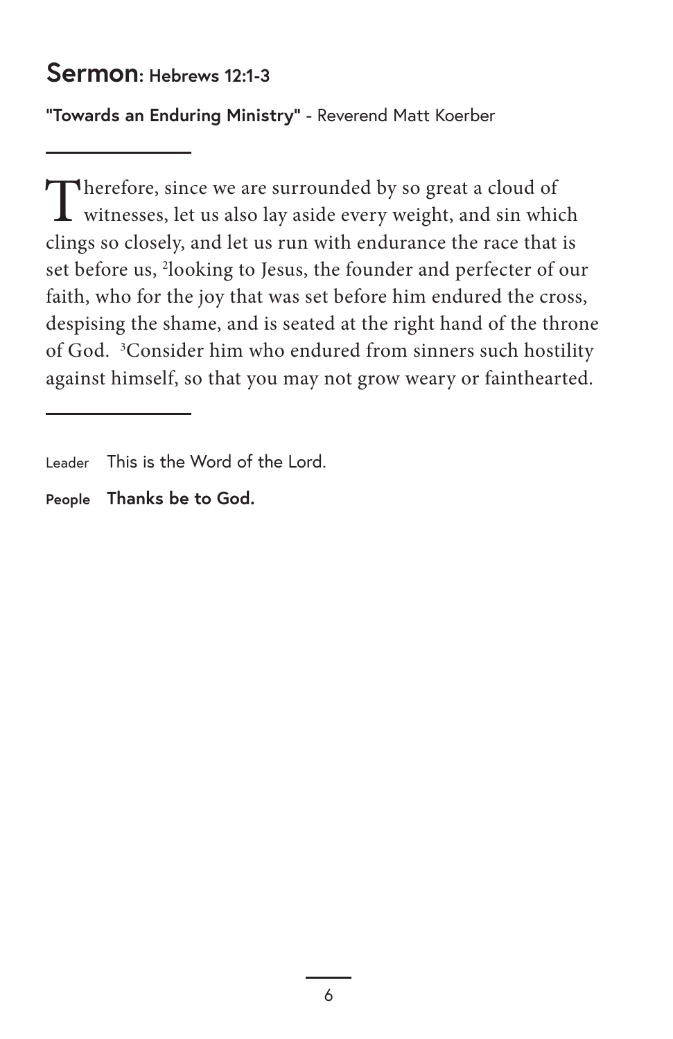## Sermon: Hebrews 12:1-3

**"Towards an Enduring Ministry"** - Reverend Matt Koerber

---

Therefore, since we are surrounded by so great a cloud of witnesses, let us also lay aside every weight, and sin which clings so closely, and let us run with endurance the race that is set before us, [2]looking to Jesus, the founder and perfecter of our faith, who for the joy that was set before him endured the cross, despising the shame, and is seated at the right hand of the throne of God. [3]Consider him who endured from sinners such hostility against himself, so that you may not grow weary or fainthearted.

---

Leader This is the Word of the Lord.

**People Thanks be to God.**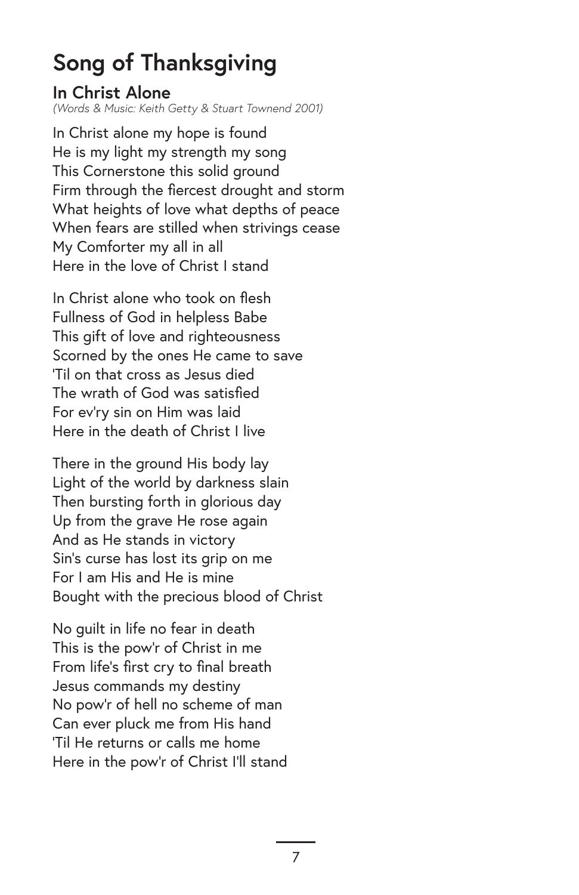# Song of Thanksgiving

## In Christ Alone

*(Words & Music: Keith Getty & Stuart Townend 2001)*

In Christ alone my hope is found
He is my light my strength my song
This Cornerstone this solid ground
Firm through the fiercest drought and storm
What heights of love what depths of peace
When fears are stilled when strivings cease
My Comforter my all in all
Here in the love of Christ I stand

In Christ alone who took on flesh
Fullness of God in helpless Babe
This gift of love and righteousness
Scorned by the ones He came to save
'Til on that cross as Jesus died
The wrath of God was satisfied
For ev'ry sin on Him was laid
Here in the death of Christ I live

There in the ground His body lay
Light of the world by darkness slain
Then bursting forth in glorious day
Up from the grave He rose again
And as He stands in victory
Sin's curse has lost its grip on me
For I am His and He is mine
Bought with the precious blood of Christ

No guilt in life no fear in death
This is the pow'r of Christ in me
From life's first cry to final breath
Jesus commands my destiny
No pow'r of hell no scheme of man
Can ever pluck me from His hand
'Til He returns or calls me home
Here in the pow'r of Christ I'll stand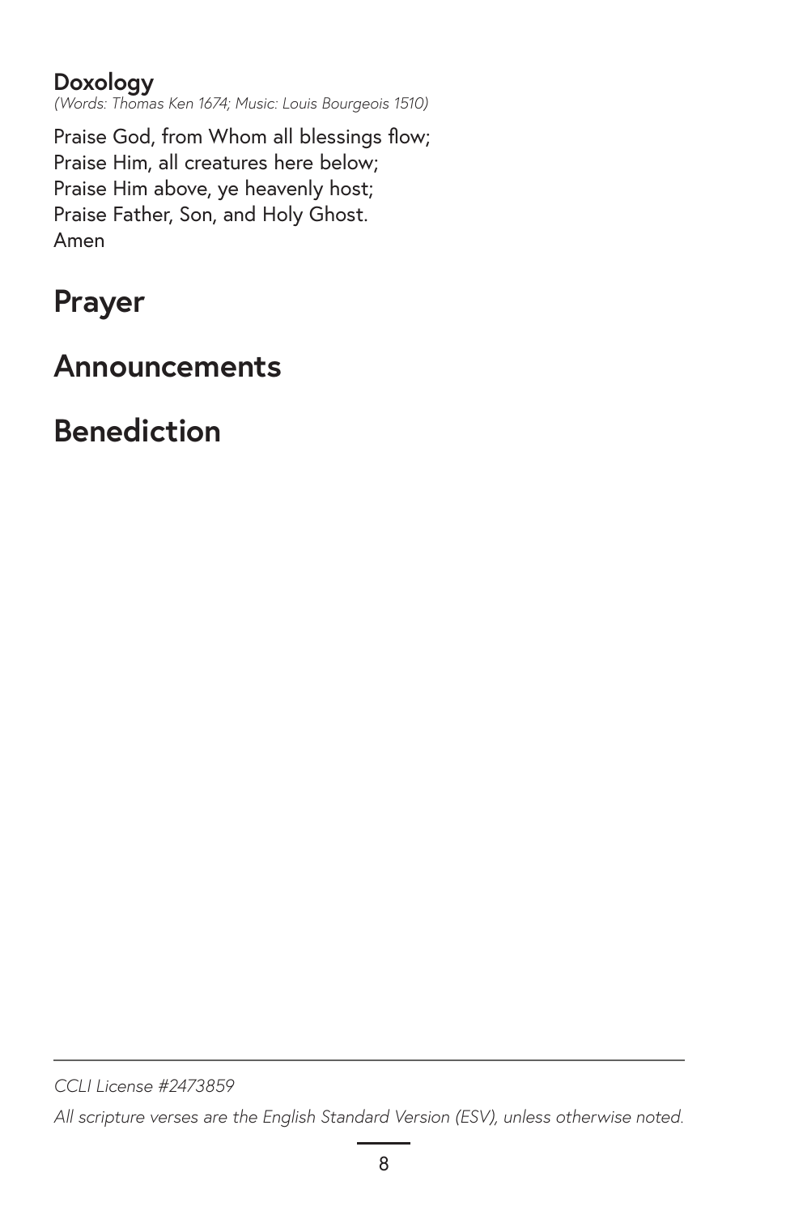### Doxology

*(Words: Thomas Ken 1674; Music: Louis Bourgeois 1510)*

Praise God, from Whom all blessings flow;
Praise Him, all creatures here below;
Praise Him above, ye heavenly host;
Praise Father, Son, and Holy Ghost.
Amen

## Prayer

## Announcements

## Benediction

---

*CCLI License #2473859*

*All scripture verses are the English Standard Version (ESV), unless otherwise noted.*